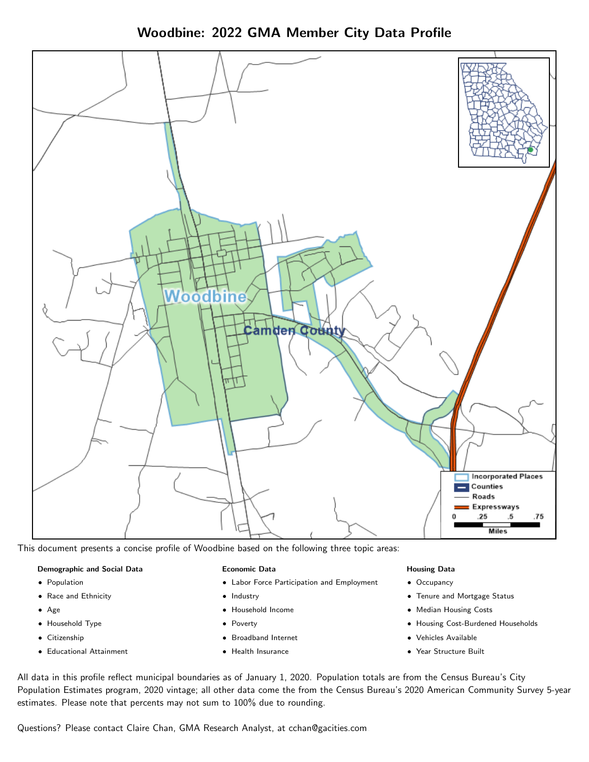# Woodbine: 2022 GMA Member City Data Profile

This document presents a concise profile of Woodbine based on the following three topic areas:

**Demographic and Social Data**

- Population
- Race and Ethnicity
- Age
- Household Type
- Citizenship
- Educational Attainment

**Economic Data**

- Labor Force Participation and Employment
- Industry
- Household Income
- Poverty
- Broadband Internet
- Health Insurance

**Housing Data**

- Occupancy
- Tenure and Mortgage Status
- Median Housing Costs
- Housing Cost-Burdened Households
- Vehicles Available
- Year Structure Built

All data in this profile reflect municipal boundaries as of January 1, 2020. Population totals are from the Census Bureau's City Population Estimates program, 2020 vintage; all other data come the from the Census Bureau's 2020 American Community Survey 5-year estimates. Please note that percents may not sum to 100% due to rounding.

Questions? Please contact Claire Chan, GMA Research Analyst, at cchan@gacities.com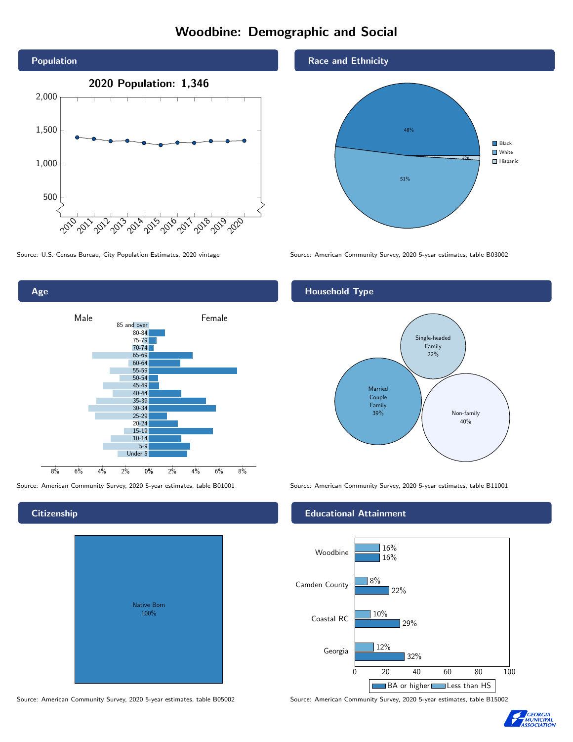# Woodbine: Demographic and Social

## Population

2020 Population: 1,346

Source: U.S. Census Bureau, City Population Estimates, 2020 vintage

## Race and Ethnicity

| Group | Percent |
|---|---|
| Black | 48% |
| White | 51% |
| Hispanic | 1% |

Source: American Community Survey, 2020 5-year estimates, table B03002

## Age

Source: American Community Survey, 2020 5-year estimates, table B01001

## Household Type

| Type | Percent |
|---|---|
| Single-headed Family | 22% |
| Married Couple Family | 39% |
| Non-family | 40% |

Source: American Community Survey, 2020 5-year estimates, table B11001

## Citizenship

Native Born 100%

Source: American Community Survey, 2020 5-year estimates, table B05002

## Educational Attainment

| Area | Less than HS | BA or higher |
|---|---|---|
| Woodbine | 16% | 16% |
| Camden County | 8% | 22% |
| Coastal RC | 10% | 29% |
| Georgia | 12% | 32% |

Source: American Community Survey, 2020 5-year estimates, table B15002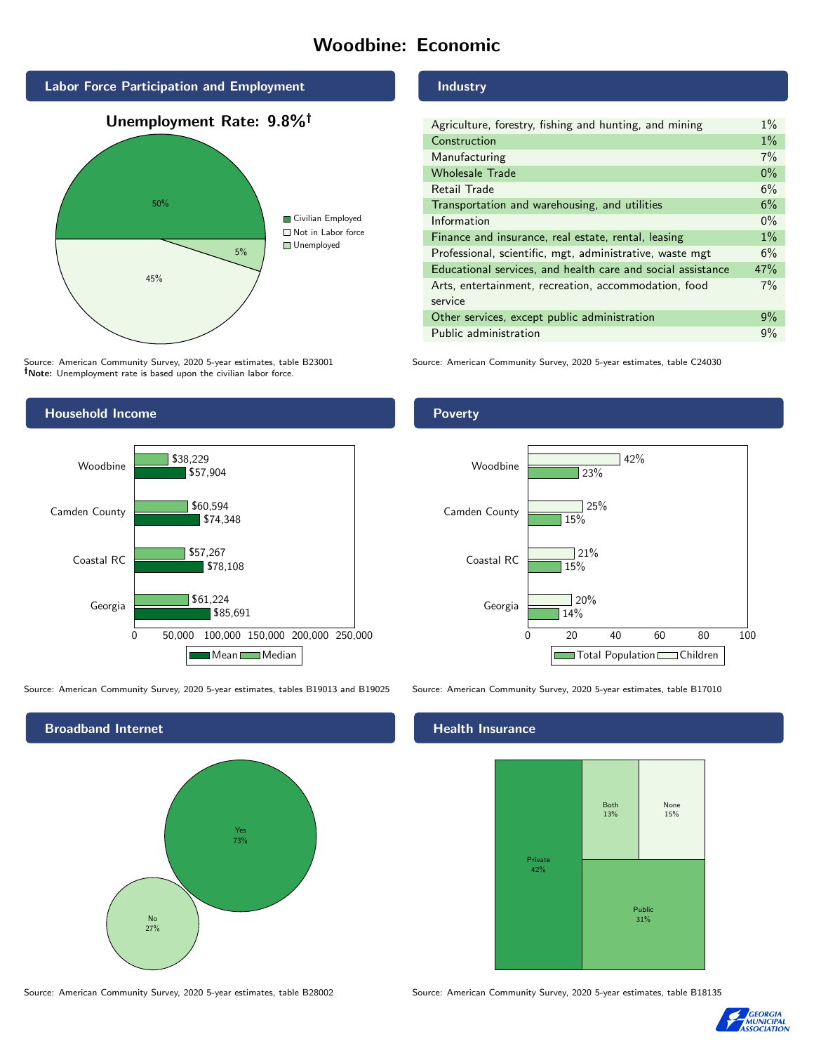# Woodbine: Economic

## Labor Force Participation and Employment

**Unemployment Rate: 9.8%†**

| Category | Percent |
|---|---|
| Civilian Employed | 50% |
| Not in Labor force | 45% |
| Unemployed | 5% |

Source: American Community Survey, 2020 5-year estimates, table B23001
**†Note:** Unemployment rate is based upon the civilian labor force.

## Industry

| Industry | Percent |
|---|---|
| Agriculture, forestry, fishing and hunting, and mining | 1% |
| Construction | 1% |
| Manufacturing | 7% |
| Wholesale Trade | 0% |
| Retail Trade | 6% |
| Transportation and warehousing, and utilities | 6% |
| Information | 0% |
| Finance and insurance, real estate, rental, leasing | 1% |
| Professional, scientific, mgt, administrative, waste mgt | 6% |
| Educational services, and health care and social assistance | 47% |
| Arts, entertainment, recreation, accommodation, food service | 7% |
| Other services, except public administration | 9% |
| Public administration | 9% |

Source: American Community Survey, 2020 5-year estimates, table C24030

## Household Income

| | Median | Mean |
|---|---|---|
| Woodbine | $38,229 | $57,904 |
| Camden County | $60,594 | $74,348 |
| Coastal RC | $57,267 | $78,108 |
| Georgia | $61,224 | $85,691 |

Source: American Community Survey, 2020 5-year estimates, tables B19013 and B19025

## Poverty

| | Children | Total Population |
|---|---|---|
| Woodbine | 42% | 23% |
| Camden County | 25% | 15% |
| Coastal RC | 21% | 15% |
| Georgia | 20% | 14% |

Source: American Community Survey, 2020 5-year estimates, table B17010

## Broadband Internet

| Response | Percent |
|---|---|
| Yes | 73% |
| No | 27% |

Source: American Community Survey, 2020 5-year estimates, table B28002

## Health Insurance

| Type | Percent |
|---|---|
| Private | 42% |
| Public | 31% |
| Both | 13% |
| None | 15% |

Source: American Community Survey, 2020 5-year estimates, table B18135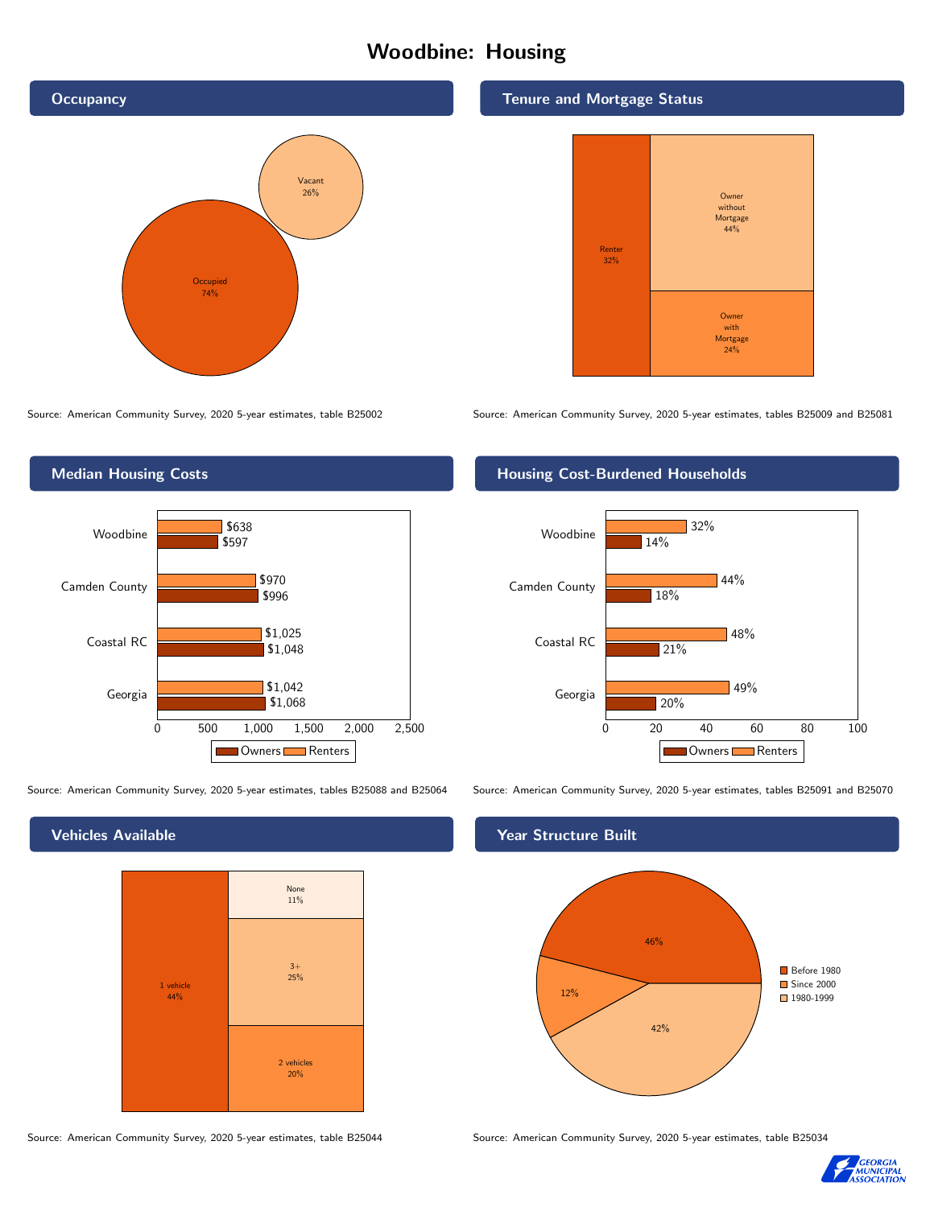# Woodbine: Housing

## Occupancy

Vacant
26%

Occupied
74%

Source: American Community Survey, 2020 5-year estimates, table B25002

## Tenure and Mortgage Status

Renter
32%

Owner without Mortgage
44%

Owner with Mortgage
24%

Source: American Community Survey, 2020 5-year estimates, tables B25009 and B25081

## Median Housing Costs

Woodbine
$638
$597

Camden County
$970
$996

Coastal RC
$1,025
$1,048

Georgia
$1,042
$1,068

0 500 1,000 1,500 2,000 2,500

Owners Renters

Source: American Community Survey, 2020 5-year estimates, tables B25088 and B25064

## Housing Cost-Burdened Households

Woodbine
32%
14%

Camden County
44%
18%

Coastal RC
48%
21%

Georgia
49%
20%

0 20 40 60 80 100

Owners Renters

Source: American Community Survey, 2020 5-year estimates, tables B25091 and B25070

## Vehicles Available

1 vehicle
44%

None
11%

3+
25%

2 vehicles
20%

Source: American Community Survey, 2020 5-year estimates, table B25044

## Year Structure Built

46%

12%

42%

Before 1980
Since 2000
1980-1999

Source: American Community Survey, 2020 5-year estimates, table B25034